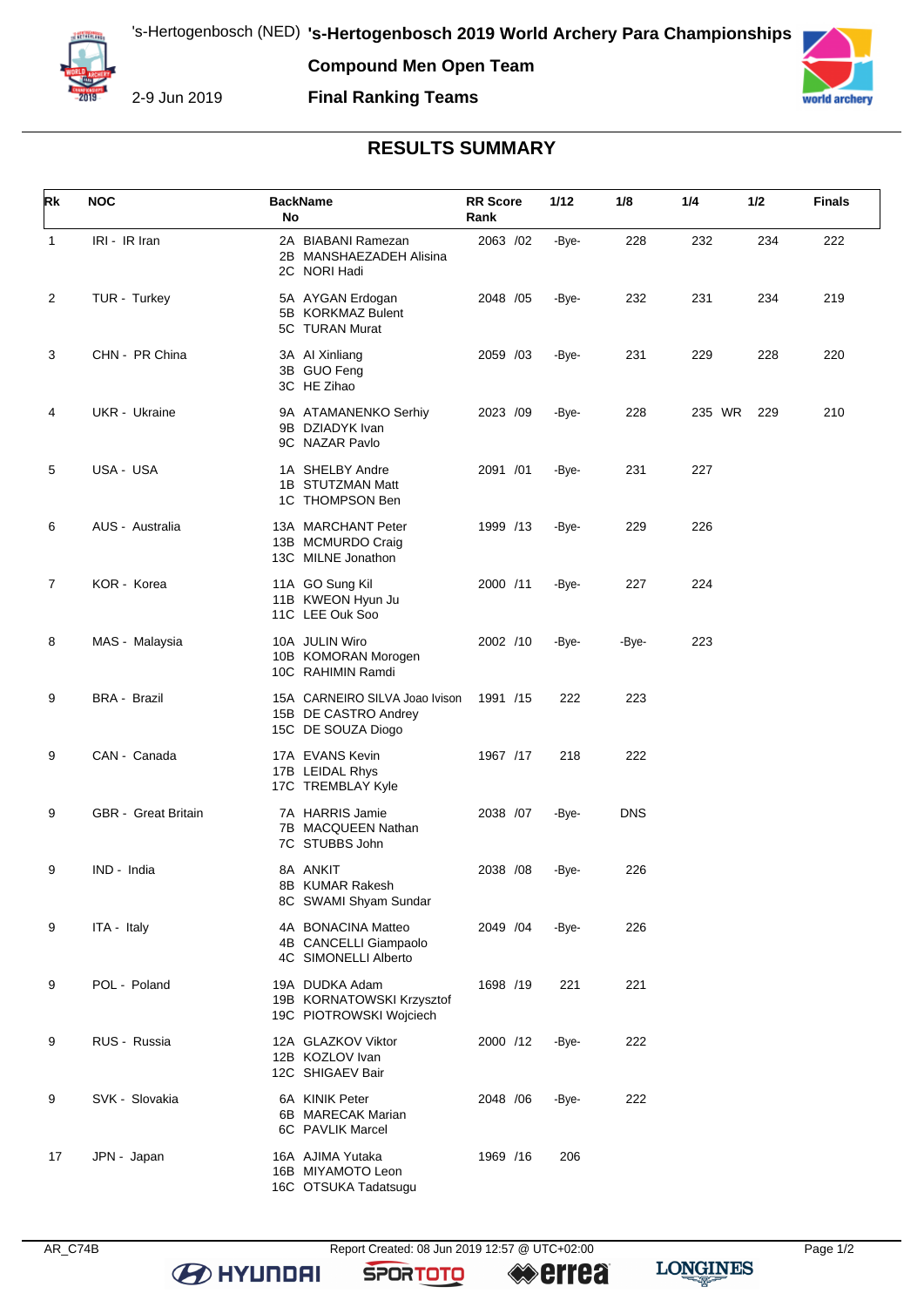's-Hertogenbosch (NED) **'s-Hertogenbosch 2019 World Archery Para Championships**

**Compound Men Open Team**

2-9 Jun 2019 **Final Ranking Teams**

## RESULTS SUMMARY

| Rk | NOC | Back No | Name | RR Score | Rank | 1/12 | 1/8 | 1/4 | 1/2 | Finals |
|---|---|---|---|---|---|---|---|---|---|---|
| 1 | IRI - IR Iran | 2A<br>2B<br>2C | BIABANI Ramezan<br>MANSHAEZADEH Alisina<br>NORI Hadi | 2063 | /02 | -Bye- | 228 | 232 | 234 | 222 |
| 2 | TUR - Turkey | 5A<br>5B<br>5C | AYGAN Erdogan<br>KORKMAZ Bulent<br>TURAN Murat | 2048 | /05 | -Bye- | 232 | 231 | 234 | 219 |
| 3 | CHN - PR China | 3A<br>3B<br>3C | AI Xinliang<br>GUO Feng<br>HE Zihao | 2059 | /03 | -Bye- | 231 | 229 | 228 | 220 |
| 4 | UKR - Ukraine | 9A<br>9B<br>9C | ATAMANENKO Serhiy<br>DZIADYK Ivan<br>NAZAR Pavlo | 2023 | /09 | -Bye- | 228 | 235 WR | 229 | 210 |
| 5 | USA - USA | 1A<br>1B<br>1C | SHELBY Andre<br>STUTZMAN Matt<br>THOMPSON Ben | 2091 | /01 | -Bye- | 231 | 227 | | |
| 6 | AUS - Australia | 13A<br>13B<br>13C | MARCHANT Peter<br>MCMURDO Craig<br>MILNE Jonathon | 1999 | /13 | -Bye- | 229 | 226 | | |
| 7 | KOR - Korea | 11A<br>11B<br>11C | GO Sung Kil<br>KWEON Hyun Ju<br>LEE Ouk Soo | 2000 | /11 | -Bye- | 227 | 224 | | |
| 8 | MAS - Malaysia | 10A<br>10B<br>10C | JULIN Wiro<br>KOMORAN Morogen<br>RAHIMIN Ramdi | 2002 | /10 | -Bye- | -Bye- | 223 | | |
| 9 | BRA - Brazil | 15A<br>15B<br>15C | CARNEIRO SILVA Joao Ivison<br>DE CASTRO Andrey<br>DE SOUZA Diogo | 1991 | /15 | 222 | 223 | | | |
| 9 | CAN - Canada | 17A<br>17B<br>17C | EVANS Kevin<br>LEIDAL Rhys<br>TREMBLAY Kyle | 1967 | /17 | 218 | 222 | | | |
| 9 | GBR - Great Britain | 7A<br>7B<br>7C | HARRIS Jamie<br>MACQUEEN Nathan<br>STUBBS John | 2038 | /07 | -Bye- | DNS | | | |
| 9 | IND - India | 8A<br>8B<br>8C | ANKIT<br>KUMAR Rakesh<br>SWAMI Shyam Sundar | 2038 | /08 | -Bye- | 226 | | | |
| 9 | ITA - Italy | 4A<br>4B<br>4C | BONACINA Matteo<br>CANCELLI Giampaolo<br>SIMONELLI Alberto | 2049 | /04 | -Bye- | 226 | | | |
| 9 | POL - Poland | 19A<br>19B<br>19C | DUDKA Adam<br>KORNATOWSKI Krzysztof<br>PIOTROWSKI Wojciech | 1698 | /19 | 221 | 221 | | | |
| 9 | RUS - Russia | 12A<br>12B<br>12C | GLAZKOV Viktor<br>KOZLOV Ivan<br>SHIGAEV Bair | 2000 | /12 | -Bye- | 222 | | | |
| 9 | SVK - Slovakia | 6A<br>6B<br>6C | KINIK Peter<br>MARECAK Marian<br>PAVLIK Marcel | 2048 | /06 | -Bye- | 222 | | | |
| 17 | JPN - Japan | 16A<br>16B<br>16C | AJIMA Yutaka<br>MIYAMOTO Leon<br>OTSUKA Tadatsugu | 1969 | /16 | 206 | | | | |

AR_C74B Report Created: 08 Jun 2019 12:57 @ UTC+02:00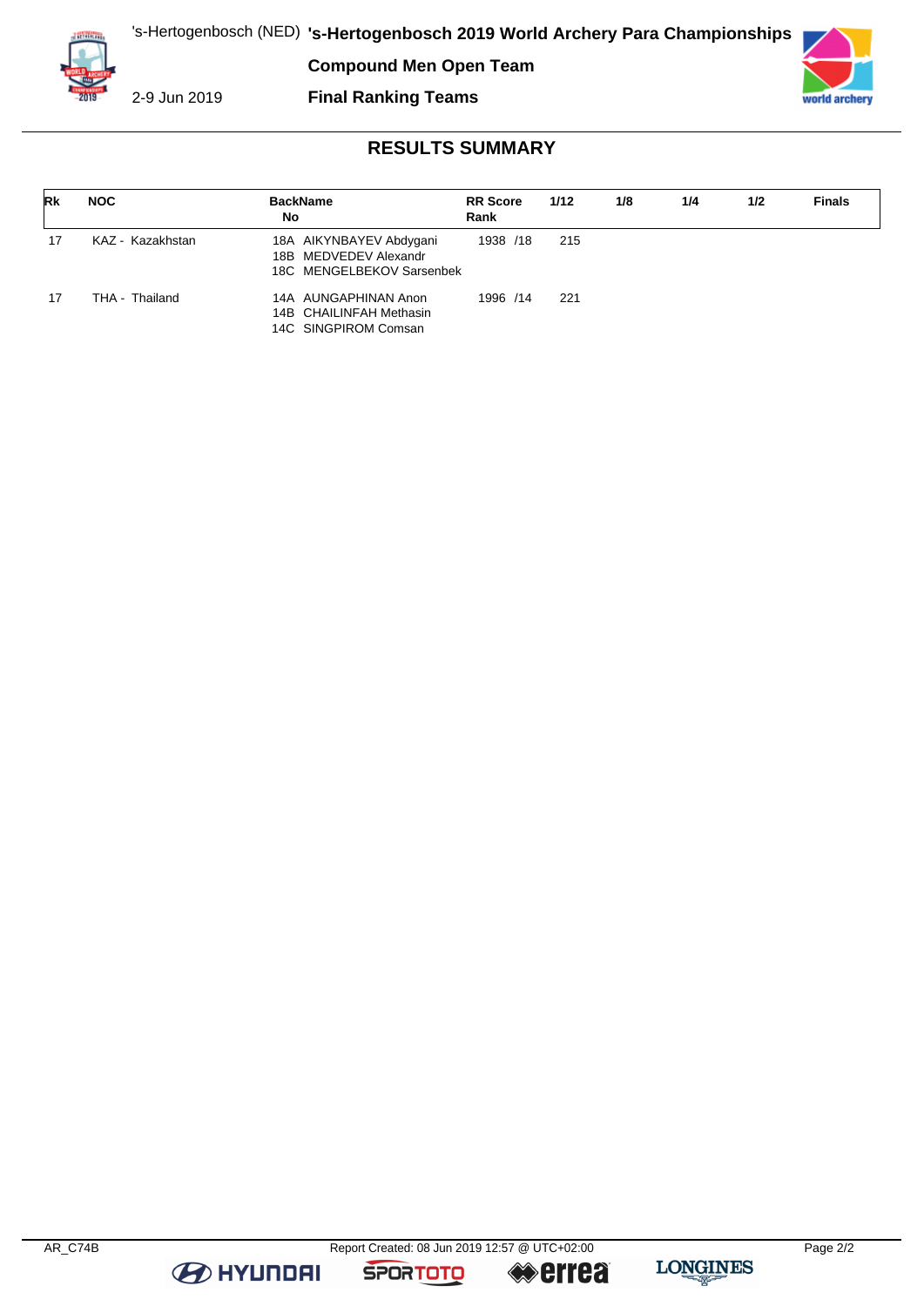## RESULTS SUMMARY

| Rk | NOC | BackName No | RR Score Rank | 1/12 | 1/8 | 1/4 | 1/2 | Finals |
|---|---|---|---|---|---|---|---|---|
| 17 | KAZ - Kazakhstan | 18A AIKYNBAYEV Abdygani<br>18B MEDVEDEV Alexandr<br>18C MENGELBEKOV Sarsenbek | 1938 /18 | 215 | | | | |
| 17 | THA - Thailand | 14A AUNGAPHINAN Anon<br>14B CHAILINFAH Methasin<br>14C SINGPIROM Comsan | 1996 /14 | 221 | | | | |